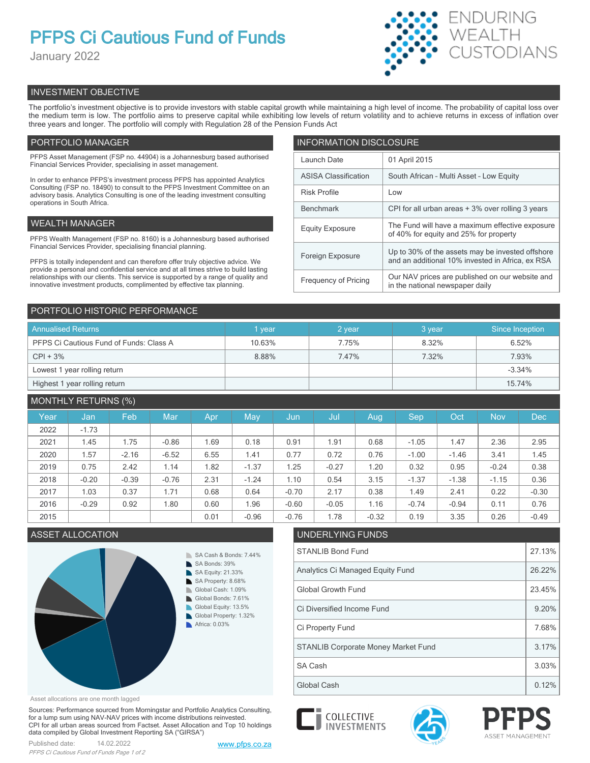# PFPS Ci Cautious Fund of Funds

January 2022

ENDURING WEALTH CUSTODIANS

## INVESTMENT OBJECTIVE

The portfolio's investment objective is to provide investors with stable capital growth while maintaining a high level of income. The probability of capital loss over the medium term is low. The portfolio aims to preserve capital while exhibiting low levels of return volatility and to achieve returns in excess of inflation over three years and longer. The portfolio will comply with Regulation 28 of the Pension Funds Act

## PORTFOLIO MANAGER

PFPS Asset Management (FSP no. 44904) is a Johannesburg based authorised Financial Services Provider, specialising in asset management.

In order to enhance PFPS's investment process PFPS has appointed Analytics Consulting (FSP no. 18490) to consult to the PFPS Investment Committee on an advisory basis. Analytics Consulting is one of the leading investment consulting operations in South Africa.

## WEALTH MANAGER

PFPS Wealth Management (FSP no. 8160) is a Johannesburg based authorised Financial Services Provider, specialising financial planning.

PFPS is totally independent and can therefore offer truly objective advice. We provide a personal and confidential service and at all times strive to build lasting relationships with our clients. This service is supported by a range of quality and innovative investment products, complimented by effective tax planning.

## INFORMATION DISCLOSURE

| | |
|---|---|
| Launch Date | 01 April 2015 |
| ASISA Classification | South African - Multi Asset - Low Equity |
| Risk Profile | Low |
| Benchmark | CPI for all urban areas + 3% over rolling 3 years |
| Equity Exposure | The Fund will have a maximum effective exposure of 40% for equity and 25% for property |
| Foreign Exposure | Up to 30% of the assets may be invested offshore and an additional 10% invested in Africa, ex RSA |
| Frequency of Pricing | Our NAV prices are published on our website and in the national newspaper daily |

## PORTFOLIO HISTORIC PERFORMANCE

| Annualised Returns | 1 year | 2 year | 3 year | Since Inception |
|---|---|---|---|---|
| PFPS Ci Cautious Fund of Funds: Class A | 10.63% | 7.75% | 8.32% | 6.52% |
| CPI + 3% | 8.88% | 7.47% | 7.32% | 7.93% |
| Lowest 1 year rolling return | | | | -3.34% |
| Highest 1 year rolling return | | | | 15.74% |

## MONTHLY RETURNS (%)

| Year | Jan | Feb | Mar | Apr | May | Jun | Jul | Aug | Sep | Oct | Nov | Dec |
|---|---|---|---|---|---|---|---|---|---|---|---|---|
| 2022 | -1.73 | | | | | | | | | | | |
| 2021 | 1.45 | 1.75 | -0.86 | 1.69 | 0.18 | 0.91 | 1.91 | 0.68 | -1.05 | 1.47 | 2.36 | 2.95 |
| 2020 | 1.57 | -2.16 | -6.52 | 6.55 | 1.41 | 0.77 | 0.72 | 0.76 | -1.00 | -1.46 | 3.41 | 1.45 |
| 2019 | 0.75 | 2.42 | 1.14 | 1.82 | -1.37 | 1.25 | -0.27 | 1.20 | 0.32 | 0.95 | -0.24 | 0.38 |
| 2018 | -0.20 | -0.39 | -0.76 | 2.31 | -1.24 | 1.10 | 0.54 | 3.15 | -1.37 | -1.38 | -1.15 | 0.36 |
| 2017 | 1.03 | 0.37 | 1.71 | 0.68 | 0.64 | -0.70 | 2.17 | 0.38 | 1.49 | 2.41 | 0.22 | -0.30 |
| 2016 | -0.29 | 0.92 | 1.80 | 0.60 | 1.96 | -0.60 | -0.05 | 1.16 | -0.74 | -0.94 | 0.11 | 0.76 |
| 2015 | | | | 0.01 | -0.96 | -0.76 | 1.78 | -0.32 | 0.19 | 3.35 | 0.26 | -0.49 |

## ASSET ALLOCATION

- SA Cash & Bonds: 7.44%
- SA Bonds: 39%
- SA Equity: 21.33%
- SA Property: 8.68%
- Global Cash: 1.09%
- Global Bonds: 7.61%
- Global Equity: 13.5%
- Global Property: 1.32%
- Africa: 0.03%

Asset allocations are one month lagged

## UNDERLYING FUNDS

| | |
|---|---|
| STANLIB Bond Fund | 27.13% |
| Analytics Ci Managed Equity Fund | 26.22% |
| Global Growth Fund | 23.45% |
| Ci Diversified Income Fund | 9.20% |
| Ci Property Fund | 7.68% |
| STANLIB Corporate Money Market Fund | 3.17% |
| SA Cash | 3.03% |
| Global Cash | 0.12% |

Sources: Performance sourced from Morningstar and Portfolio Analytics Consulting, for a lump sum using NAV-NAV prices with income distributions reinvested. CPI for all urban areas sourced from Factset. Asset Allocation and Top 10 holdings data compiled by Global Investment Reporting SA ("GIRSA")

Published date: 14.02.2022

www.pfps.co.za

COLLECTIVE INVESTMENTS

PFPS ASSET MANAGEMENT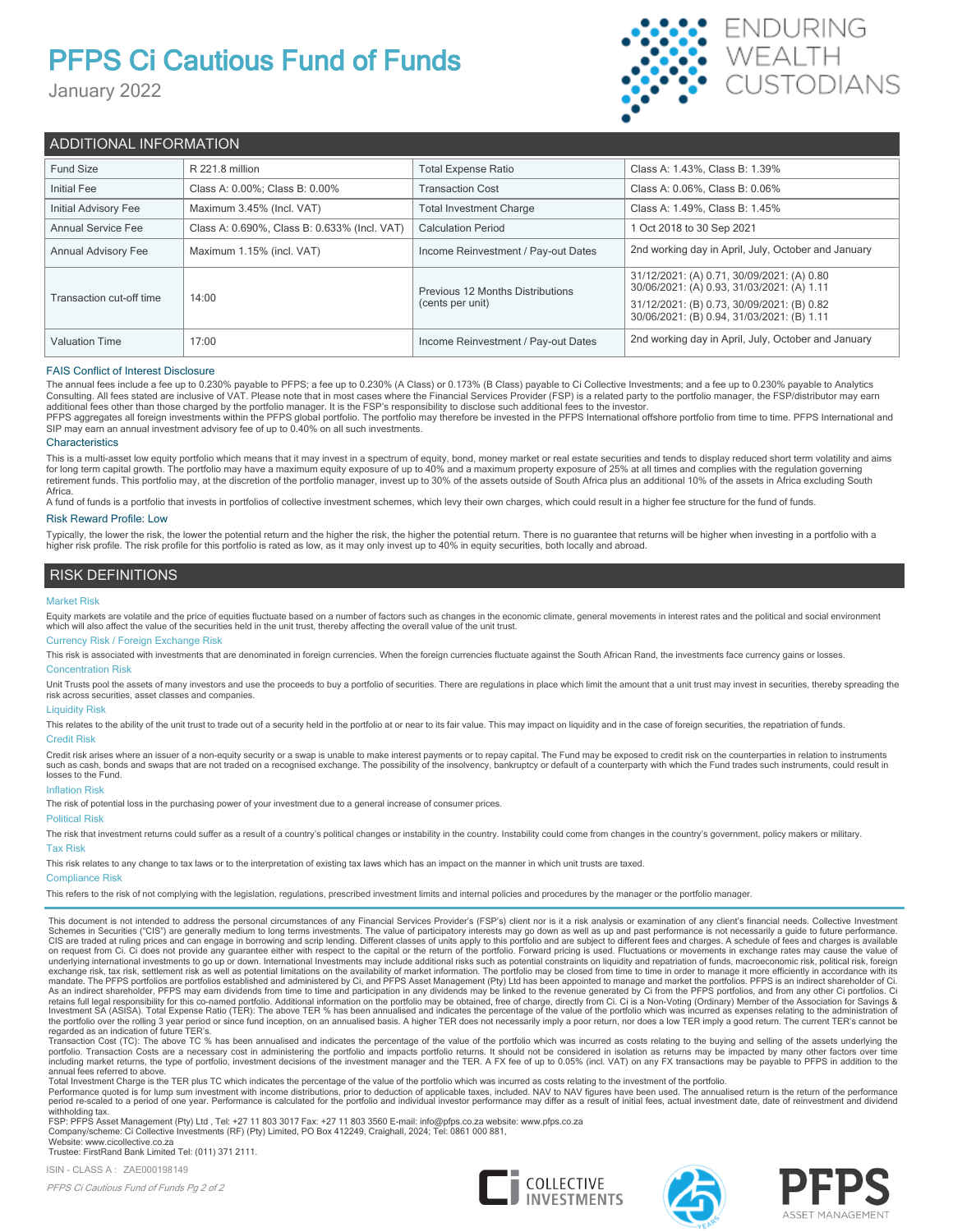# PFPS Ci Cautious Fund of Funds

January 2022

ENDURING WEALTH CUSTODIANS

## ADDITIONAL INFORMATION

| | | | |
|---|---|---|---|
| Fund Size | R 221.8 million | Total Expense Ratio | Class A: 1.43%, Class B: 1.39% |
| Initial Fee | Class A: 0.00%; Class B: 0.00% | Transaction Cost | Class A: 0.06%, Class B: 0.06% |
| Initial Advisory Fee | Maximum 3.45% (Incl. VAT) | Total Investment Charge | Class A: 1.49%, Class B: 1.45% |
| Annual Service Fee | Class A: 0.690%, Class B: 0.633% (Incl. VAT) | Calculation Period | 1 Oct 2018 to 30 Sep 2021 |
| Annual Advisory Fee | Maximum 1.15% (incl. VAT) | Income Reinvestment / Pay-out Dates | 2nd working day in April, July, October and January |
| Transaction cut-off time | 14:00 | Previous 12 Months Distributions (cents per unit) | 31/12/2021: (A) 0.71, 30/09/2021: (A) 0.80 30/06/2021: (A) 0.93, 31/03/2021: (A) 1.11 31/12/2021: (B) 0.73, 30/09/2021: (B) 0.82 30/06/2021: (B) 0.94, 31/03/2021: (B) 1.11 |
| Valuation Time | 17:00 | Income Reinvestment / Pay-out Dates | 2nd working day in April, July, October and January |

### FAIS Conflict of Interest Disclosure

The annual fees include a fee up to 0.230% payable to PFPS; a fee up to 0.230% (A Class) or 0.173% (B Class) payable to Ci Collective Investments; and a fee up to 0.230% payable to Analytics Consulting. All fees stated are inclusive of VAT. Please note that in most cases where the Financial Services Provider (FSP) is a related party to the portfolio manager, the FSP/distributor may earn additional fees other than those charged by the portfolio manager. It is the FSP's responsibility to disclose such additional fees to the investor.
PFPS aggregates all foreign investments within the PFPS global portfolio. The portfolio may therefore be invested in the PFPS International offshore portfolio from time to time. PFPS International and SIP may earn an annual investment advisory fee of up to 0.40% on all such investments.

### Characteristics

This is a multi-asset low equity portfolio which means that it may invest in a spectrum of equity, bond, money market or real estate securities and tends to display reduced short term volatility and aims for long term capital growth. The portfolio may have a maximum equity exposure of up to 40% and a maximum property exposure of 25% at all times and complies with the regulation governing retirement funds. This portfolio may, at the discretion of the portfolio manager, invest up to 30% of the assets outside of South Africa plus an additional 10% of the assets in Africa excluding South Africa.
A fund of funds is a portfolio that invests in portfolios of collective investment schemes, which levy their own charges, which could result in a higher fee structure for the fund of funds.

### Risk Reward Profile: Low

Typically, the lower the risk, the lower the potential return and the higher the risk, the higher the potential return. There is no guarantee that returns will be higher when investing in a portfolio with a higher risk profile. The risk profile for this portfolio is rated as low, as it may only invest up to 40% in equity securities, both locally and abroad.

## RISK DEFINITIONS

### Market Risk

Equity markets are volatile and the price of equities fluctuate based on a number of factors such as changes in the economic climate, general movements in interest rates and the political and social environment which will also affect the value of the securities held in the unit trust, thereby affecting the overall value of the unit trust.

### Currency Risk / Foreign Exchange Risk

This risk is associated with investments that are denominated in foreign currencies. When the foreign currencies fluctuate against the South African Rand, the investments face currency gains or losses.

### Concentration Risk

Unit Trusts pool the assets of many investors and use the proceeds to buy a portfolio of securities. There are regulations in place which limit the amount that a unit trust may invest in securities, thereby spreading the risk across securities, asset classes and companies.

### Liquidity Risk

This relates to the ability of the unit trust to trade out of a security held in the portfolio at or near to its fair value. This may impact on liquidity and in the case of foreign securities, the repatriation of funds.

### Credit Risk

Credit risk arises where an issuer of a non-equity security or a swap is unable to make interest payments or to repay capital. The Fund may be exposed to credit risk on the counterparties in relation to instruments such as cash, bonds and swaps that are not traded on a recognised exchange. The possibility of the insolvency, bankruptcy or default of a counterparty with which the Fund trades such instruments, could result in losses to the Fund.

### Inflation Risk

The risk of potential loss in the purchasing power of your investment due to a general increase of consumer prices.

### Political Risk

The risk that investment returns could suffer as a result of a country's political changes or instability in the country. Instability could come from changes in the country's government, policy makers or military.

### Tax Risk

This risk relates to any change to tax laws or to the interpretation of existing tax laws which has an impact on the manner in which unit trusts are taxed.

### Compliance Risk

This refers to the risk of not complying with the legislation, regulations, prescribed investment limits and internal policies and procedures by the manager or the portfolio manager.

This document is not intended to address the personal circumstances of any Financial Services Provider's (FSP's) client nor is it a risk analysis or examination of any client's financial needs. Collective Investment Schemes in Securities ("CIS") are generally medium to long terms investments. The value of participatory interests may go down as well as up and past performance is not necessarily a guide to future performance. CIS are traded at ruling prices and can engage in borrowing and scrip lending. Different classes of units apply to this portfolio and are subject to different fees and charges. A schedule of fees and charges is available on request from Ci. Ci does not provide any guarantee either with respect to the capital or the return of the portfolio. Forward pricing is used. Fluctuations or movements in exchange rates may cause the value of underlying international investments to go up or down. International Investments may include additional risks such as potential constraints on liquidity and repatriation of funds, macroeconomic risk, political risk, foreign exchange risk, tax risk, settlement risk as well as potential limitations on the availability of market information. The portfolio may be closed from time to time in order to manage it more efficiently in accordance with its mandate. The PFPS portfolios are portfolios established and administered by Ci, and PFPS Asset Management (Pty) Ltd has been appointed to manage and market the portfolios. PFPS is an indirect shareholder of Ci. As an indirect shareholder, PFPS may earn dividends from time to time and participation in any dividends may be linked to the revenue generated by Ci from the PFPS portfolios, and from any other Ci portfolios. Ci retains full legal responsibility for this co-named portfolio. Additional information on the portfolio may be obtained, free of charge, directly from Ci. Ci is a Non-Voting (Ordinary) Member of the Association for Savings & Investment SA (ASISA). Total Expense Ratio (TER): The above TER % has been annualised and indicates the percentage of the value of the portfolio which was incurred as expenses relating to the administration of the portfolio over the rolling 3 year period or since fund inception, on an annualised basis. A higher TER does not necessarily imply a poor return, nor does a low TER imply a good return. The current TER's cannot be regarded as an indication of future TER's.
Transaction Cost (TC): The above TC % has been annualised and indicates the percentage of the value of the portfolio which was incurred as costs relating to the buying and selling of the assets underlying the portfolio. Transaction Costs are a necessary cost in administering the portfolio and impacts portfolio returns. It should not be considered in isolation as returns may be impacted by many other factors over time including market returns, the type of portfolio, investment decisions of the investment manager and the TER. A FX fee of up to 0.05% (incl. VAT) on any FX transactions may be payable to PFPS in addition to the annual fees referred to above.
Total Investment Charge is the TER plus TC which indicates the percentage of the value of the portfolio which was incurred as costs relating to the investment of the portfolio.
Performance quoted is for lump sum investment with income distributions, prior to deduction of applicable taxes, included. NAV to NAV figures have been used. The annualised return is the return of the performance period re-scaled to a period of one year. Performance is calculated for the portfolio and individual investor performance may differ as a result of initial fees, actual investment date, date of reinvestment and dividend withholding tax.
FSP: PFPS Asset Management (Pty) Ltd , Tel: +27 11 803 3017 Fax: +27 11 803 3560 E-mail: info@pfps.co.za website: www.pfps.co.za
Company/scheme: Ci Collective Investments (RF) (Pty) Limited, PO Box 412249, Craighall, 2024; Tel: 0861 000 881,
Website: www.cicollective.co.za
Trustee: FirstRand Bank Limited Tel: (011) 371 2111.

ISIN - CLASS A : ZAE000198149